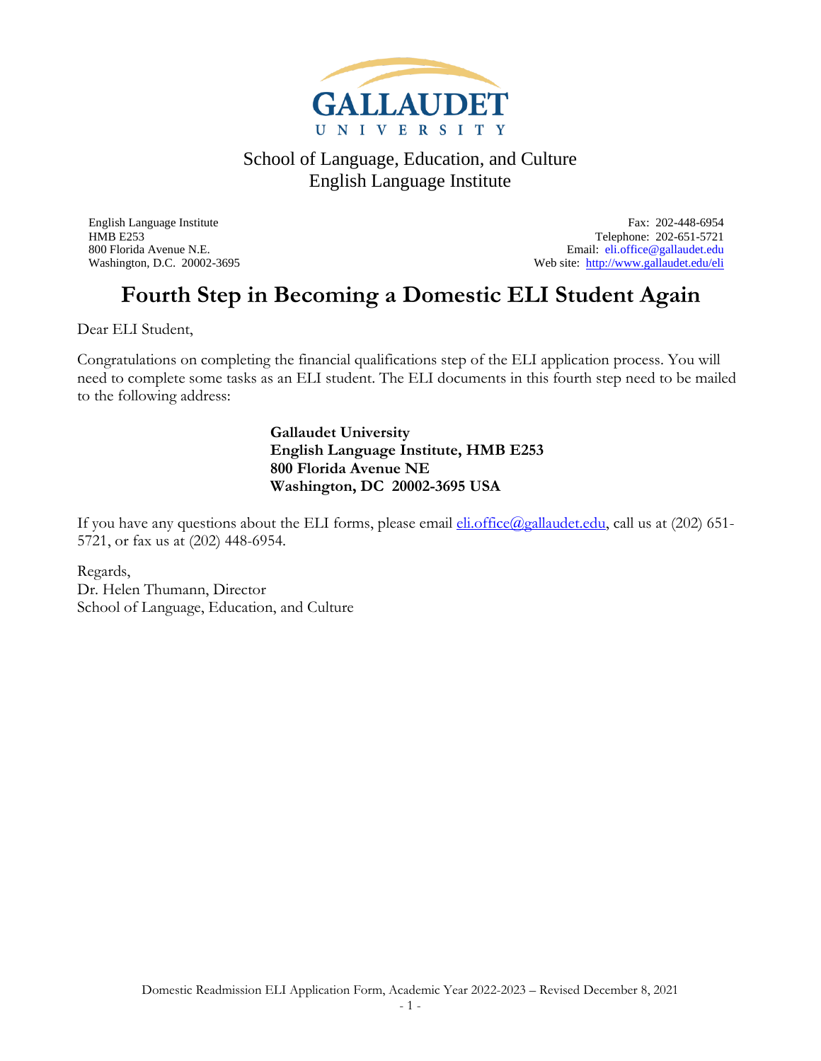GALLAUDET UNIVERSITY

School of Language, Education, and Culture
English Language Institute

English Language Institute
HMB E253
800 Florida Avenue N.E.
Washington, D.C. 20002-3695

Fax: 202-448-6954
Telephone: 202-651-5721
Email: eli.office@gallaudet.edu
Web site: http://www.gallaudet.edu/eli

# Fourth Step in Becoming a Domestic ELI Student Again

Dear ELI Student,

Congratulations on completing the financial qualifications step of the ELI application process. You will need to complete some tasks as an ELI student. The ELI documents in this fourth step need to be mailed to the following address:

**Gallaudet University**
**English Language Institute, HMB E253**
**800 Florida Avenue NE**
**Washington, DC 20002-3695 USA**

If you have any questions about the ELI forms, please email eli.office@gallaudet.edu, call us at (202) 651-5721, or fax us at (202) 448-6954.

Regards,
Dr. Helen Thumann, Director
School of Language, Education, and Culture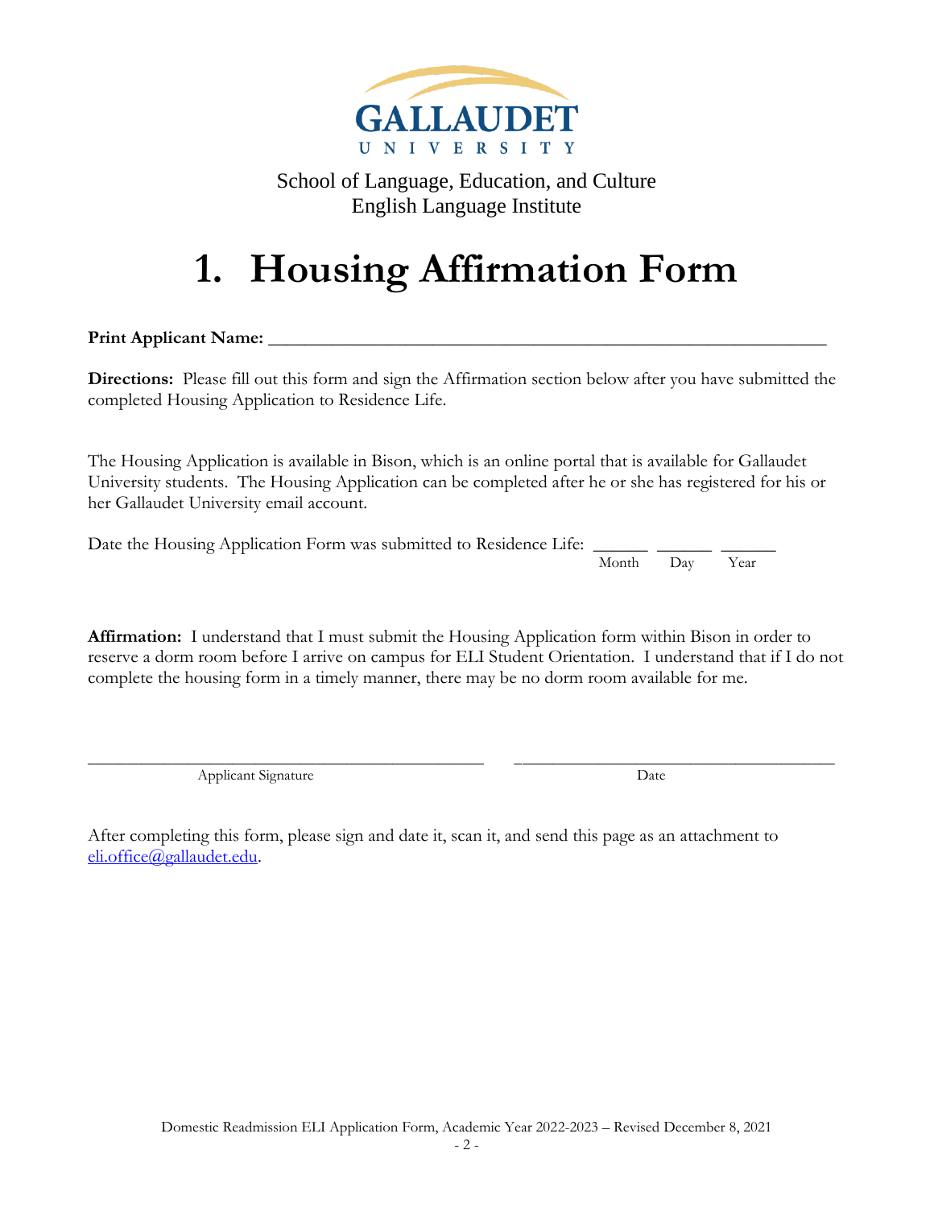GALLAUDET UNIVERSITY

School of Language, Education, and Culture
English Language Institute

# 1. Housing Affirmation Form

**Print Applicant Name:** ____________________________________________________________

**Directions:** Please fill out this form and sign the Affirmation section below after you have submitted the completed Housing Application to Residence Life.

The Housing Application is available in Bison, which is an online portal that is available for Gallaudet University students. The Housing Application can be completed after he or she has registered for his or her Gallaudet University email account.

Date the Housing Application Form was submitted to Residence Life: ______ ______ ______
Month Day Year

**Affirmation:** I understand that I must submit the Housing Application form within Bison in order to reserve a dorm room before I arrive on campus for ELI Student Orientation. I understand that if I do not complete the housing form in a timely manner, there may be no dorm room available for me.

_______________________________________________ _______________________________________
Applicant Signature Date

After completing this form, please sign and date it, scan it, and send this page as an attachment to eli.office@gallaudet.edu.

Domestic Readmission ELI Application Form, Academic Year 2022-2023 – Revised December 8, 2021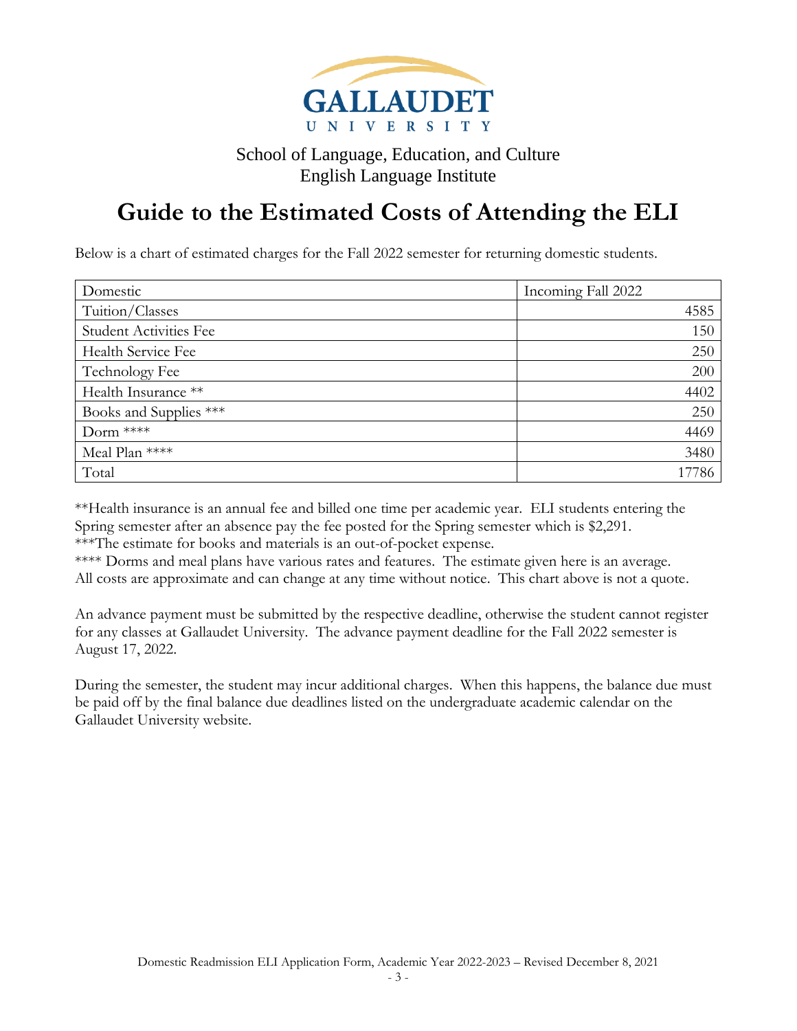GALLAUDET UNIVERSITY

School of Language, Education, and Culture
English Language Institute

# Guide to the Estimated Costs of Attending the ELI

Below is a chart of estimated charges for the Fall 2022 semester for returning domestic students.

| Domestic | Incoming Fall 2022 |
|---|---:|
| Tuition/Classes | 4585 |
| Student Activities Fee | 150 |
| Health Service Fee | 250 |
| Technology Fee | 200 |
| Health Insurance ** | 4402 |
| Books and Supplies *** | 250 |
| Dorm **** | 4469 |
| Meal Plan **** | 3480 |
| Total | 17786 |

**Health insurance is an annual fee and billed one time per academic year. ELI students entering the Spring semester after an absence pay the fee posted for the Spring semester which is $2,291.
***The estimate for books and materials is an out-of-pocket expense.
**** Dorms and meal plans have various rates and features. The estimate given here is an average.
All costs are approximate and can change at any time without notice. This chart above is not a quote.

An advance payment must be submitted by the respective deadline, otherwise the student cannot register for any classes at Gallaudet University. The advance payment deadline for the Fall 2022 semester is August 17, 2022.

During the semester, the student may incur additional charges. When this happens, the balance due must be paid off by the final balance due deadlines listed on the undergraduate academic calendar on the Gallaudet University website.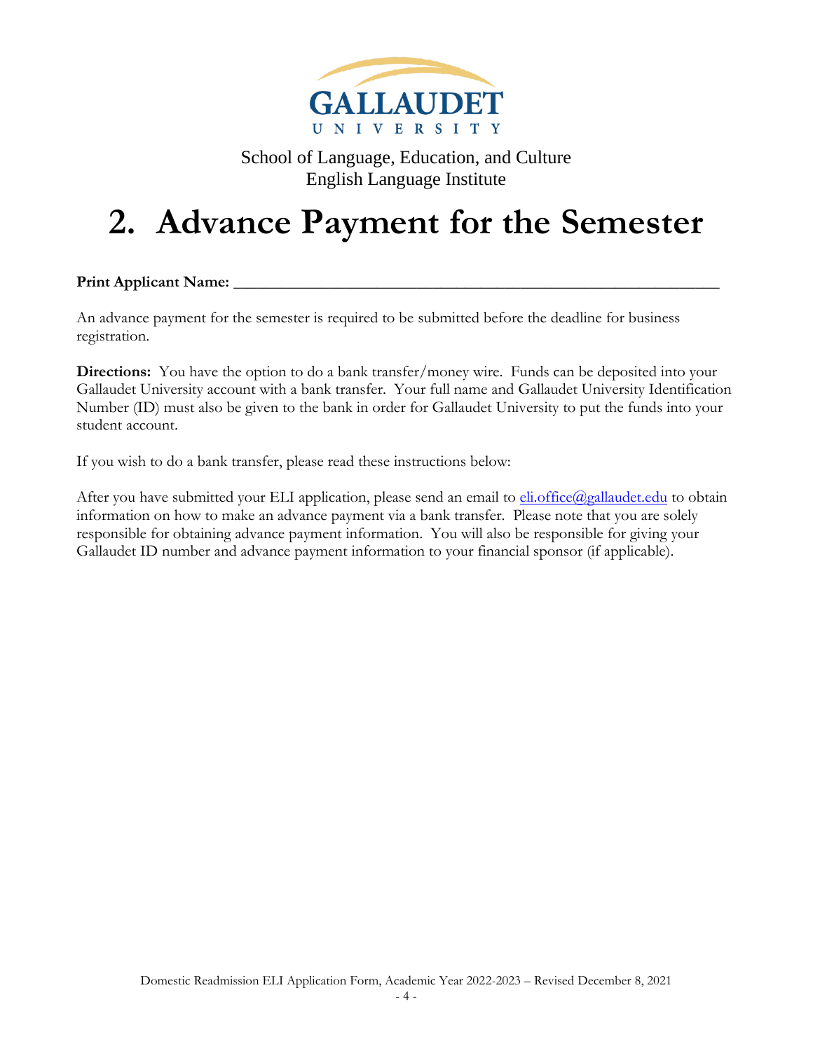GALLAUDET UNIVERSITY

School of Language, Education, and Culture
English Language Institute

# 2. Advance Payment for the Semester

**Print Applicant Name:** ____________________________________________________________

An advance payment for the semester is required to be submitted before the deadline for business registration.

**Directions:** You have the option to do a bank transfer/money wire. Funds can be deposited into your Gallaudet University account with a bank transfer. Your full name and Gallaudet University Identification Number (ID) must also be given to the bank in order for Gallaudet University to put the funds into your student account.

If you wish to do a bank transfer, please read these instructions below:

After you have submitted your ELI application, please send an email to eli.office@gallaudet.edu to obtain information on how to make an advance payment via a bank transfer. Please note that you are solely responsible for obtaining advance payment information. You will also be responsible for giving your Gallaudet ID number and advance payment information to your financial sponsor (if applicable).